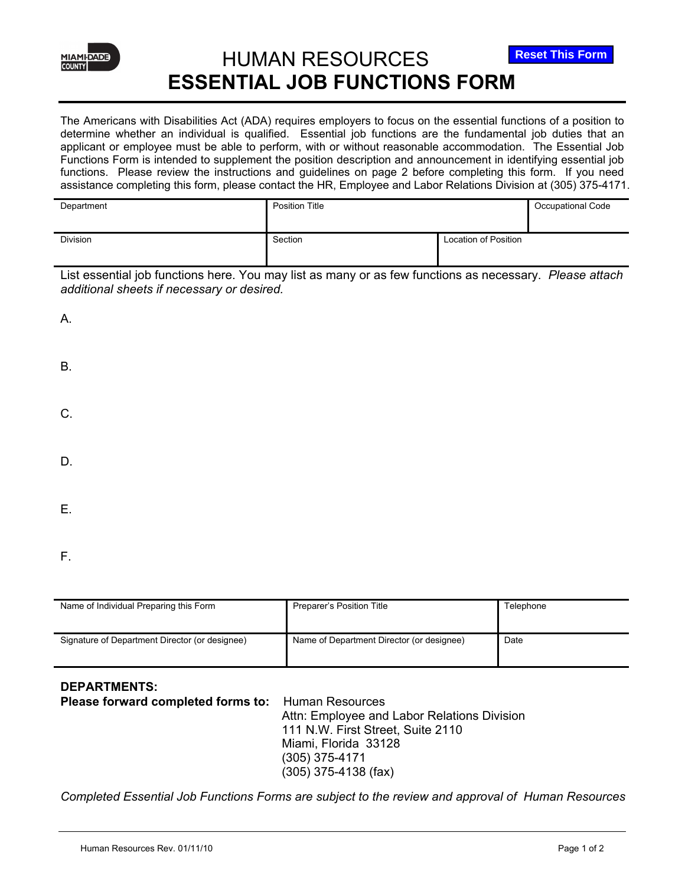# HUMAN RESOURCES
# ESSENTIAL JOB FUNCTIONS FORM

Reset This Form

The Americans with Disabilities Act (ADA) requires employers to focus on the essential functions of a position to determine whether an individual is qualified. Essential job functions are the fundamental job duties that an applicant or employee must be able to perform, with or without reasonable accommodation. The Essential Job Functions Form is intended to supplement the position description and announcement in identifying essential job functions. Please review the instructions and guidelines on page 2 before completing this form. If you need assistance completing this form, please contact the HR, Employee and Labor Relations Division at (305) 375-4171.

| Department | Position Title | | Occupational Code |
|---|---|---|---|
| | | | |
| **Division** | **Section** | **Location of Position** | |
| | | | |

List essential job functions here. You may list as many or as few functions as necessary. *Please attach additional sheets if necessary or desired.*

A.

B.

C.

D.

E.

F.

| Name of Individual Preparing this Form | Preparer's Position Title | Telephone |
|---|---|---|
| | | |
| **Signature of Department Director (or designee)** | **Name of Department Director (or designee)** | **Date** |
| | | |

**DEPARTMENTS:**

**Please forward completed forms to:** Human Resources
Attn: Employee and Labor Relations Division
111 N.W. First Street, Suite 2110
Miami, Florida 33128
(305) 375-4171
(305) 375-4138 (fax)

*Completed Essential Job Functions Forms are subject to the review and approval of Human Resources*

Human Resources Rev. 01/11/10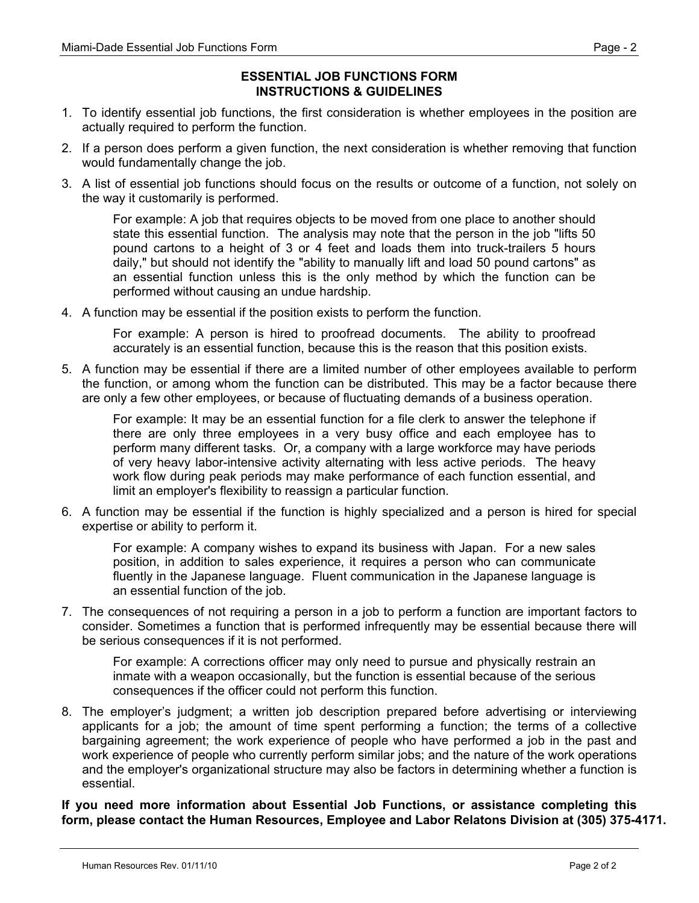## ESSENTIAL JOB FUNCTIONS FORM
## INSTRUCTIONS & GUIDELINES

1. To identify essential job functions, the first consideration is whether employees in the position are actually required to perform the function.

2. If a person does perform a given function, the next consideration is whether removing that function would fundamentally change the job.

3. A list of essential job functions should focus on the results or outcome of a function, not solely on the way it customarily is performed.

   For example: A job that requires objects to be moved from one place to another should state this essential function. The analysis may note that the person in the job "lifts 50 pound cartons to a height of 3 or 4 feet and loads them into truck-trailers 5 hours daily," but should not identify the "ability to manually lift and load 50 pound cartons" as an essential function unless this is the only method by which the function can be performed without causing an undue hardship.

4. A function may be essential if the position exists to perform the function.

   For example: A person is hired to proofread documents. The ability to proofread accurately is an essential function, because this is the reason that this position exists.

5. A function may be essential if there are a limited number of other employees available to perform the function, or among whom the function can be distributed. This may be a factor because there are only a few other employees, or because of fluctuating demands of a business operation.

   For example: It may be an essential function for a file clerk to answer the telephone if there are only three employees in a very busy office and each employee has to perform many different tasks. Or, a company with a large workforce may have periods of very heavy labor-intensive activity alternating with less active periods. The heavy work flow during peak periods may make performance of each function essential, and limit an employer's flexibility to reassign a particular function.

6. A function may be essential if the function is highly specialized and a person is hired for special expertise or ability to perform it.

   For example: A company wishes to expand its business with Japan. For a new sales position, in addition to sales experience, it requires a person who can communicate fluently in the Japanese language. Fluent communication in the Japanese language is an essential function of the job.

7. The consequences of not requiring a person in a job to perform a function are important factors to consider. Sometimes a function that is performed infrequently may be essential because there will be serious consequences if it is not performed.

   For example: A corrections officer may only need to pursue and physically restrain an inmate with a weapon occasionally, but the function is essential because of the serious consequences if the officer could not perform this function.

8. The employer's judgment; a written job description prepared before advertising or interviewing applicants for a job; the amount of time spent performing a function; the terms of a collective bargaining agreement; the work experience of people who have performed a job in the past and work experience of people who currently perform similar jobs; and the nature of the work operations and the employer's organizational structure may also be factors in determining whether a function is essential.

**If you need more information about Essential Job Functions, or assistance completing this form, please contact the Human Resources, Employee and Labor Relatons Division at (305) 375-4171.**

Human Resources Rev. 01/11/10